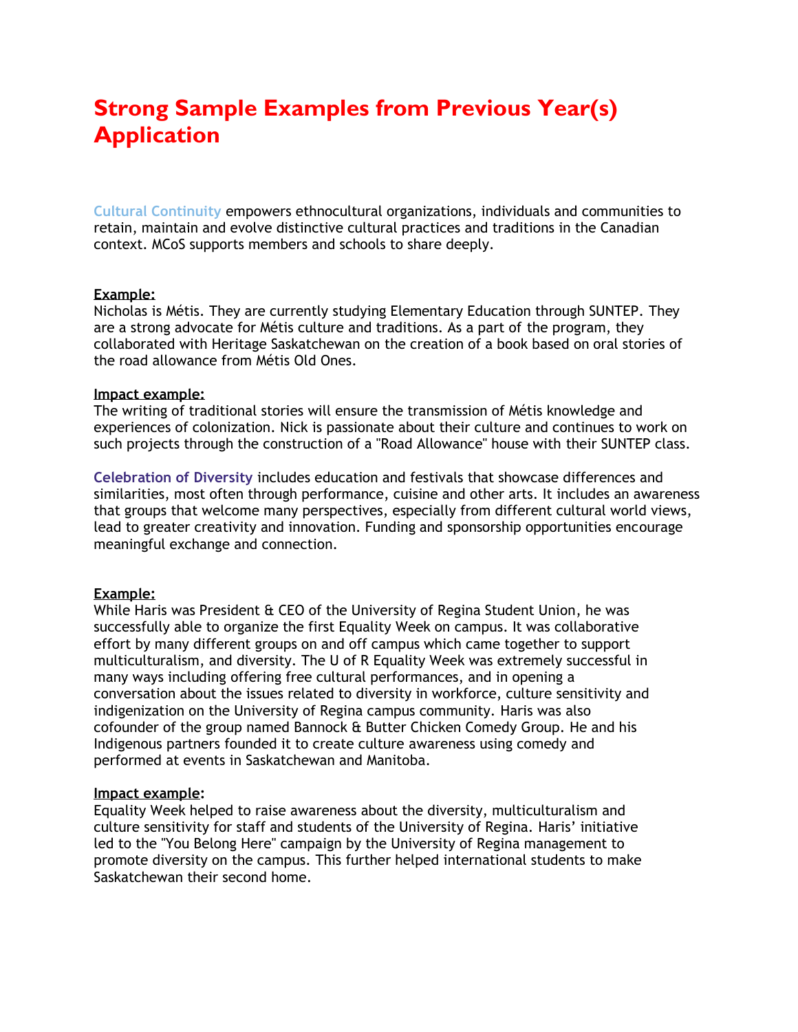# Strong Sample Examples from Previous Year(s) Application

**Cultural Continuity** empowers ethnocultural organizations, individuals and communities to retain, maintain and evolve distinctive cultural practices and traditions in the Canadian context. MCoS supports members and schools to share deeply.

**Example:**
Nicholas is Métis. They are currently studying Elementary Education through SUNTEP. They are a strong advocate for Métis culture and traditions. As a part of the program, they collaborated with Heritage Saskatchewan on the creation of a book based on oral stories of the road allowance from Métis Old Ones.

**Impact example:**
The writing of traditional stories will ensure the transmission of Métis knowledge and experiences of colonization. Nick is passionate about their culture and continues to work on such projects through the construction of a "Road Allowance" house with their SUNTEP class.

**Celebration of Diversity** includes education and festivals that showcase differences and similarities, most often through performance, cuisine and other arts. It includes an awareness that groups that welcome many perspectives, especially from different cultural world views, lead to greater creativity and innovation. Funding and sponsorship opportunities encourage meaningful exchange and connection.

**Example:**
While Haris was President & CEO of the University of Regina Student Union, he was successfully able to organize the first Equality Week on campus. It was collaborative effort by many different groups on and off campus which came together to support multiculturalism, and diversity. The U of R Equality Week was extremely successful in many ways including offering free cultural performances, and in opening a conversation about the issues related to diversity in workforce, culture sensitivity and indigenization on the University of Regina campus community. Haris was also cofounder of the group named Bannock & Butter Chicken Comedy Group. He and his Indigenous partners founded it to create culture awareness using comedy and performed at events in Saskatchewan and Manitoba.

**Impact example:**
Equality Week helped to raise awareness about the diversity, multiculturalism and culture sensitivity for staff and students of the University of Regina. Haris' initiative led to the "You Belong Here" campaign by the University of Regina management to promote diversity on the campus. This further helped international students to make Saskatchewan their second home.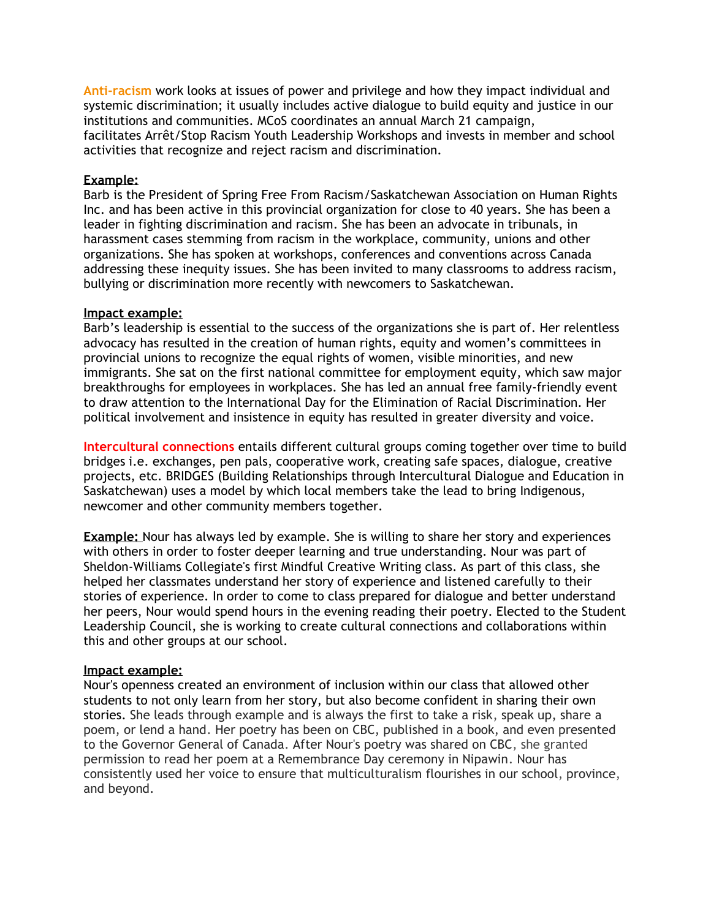**Anti-racism** work looks at issues of power and privilege and how they impact individual and systemic discrimination; it usually includes active dialogue to build equity and justice in our institutions and communities. MCoS coordinates an annual March 21 campaign, facilitates Arrêt/Stop Racism Youth Leadership Workshops and invests in member and school activities that recognize and reject racism and discrimination.

**Example:**
Barb is the President of Spring Free From Racism/Saskatchewan Association on Human Rights Inc. and has been active in this provincial organization for close to 40 years. She has been a leader in fighting discrimination and racism. She has been an advocate in tribunals, in harassment cases stemming from racism in the workplace, community, unions and other organizations. She has spoken at workshops, conferences and conventions across Canada addressing these inequity issues. She has been invited to many classrooms to address racism, bullying or discrimination more recently with newcomers to Saskatchewan.

**Impact example:**
Barb's leadership is essential to the success of the organizations she is part of. Her relentless advocacy has resulted in the creation of human rights, equity and women's committees in provincial unions to recognize the equal rights of women, visible minorities, and new immigrants. She sat on the first national committee for employment equity, which saw major breakthroughs for employees in workplaces. She has led an annual free family-friendly event to draw attention to the International Day for the Elimination of Racial Discrimination. Her political involvement and insistence in equity has resulted in greater diversity and voice.

**Intercultural connections** entails different cultural groups coming together over time to build bridges i.e. exchanges, pen pals, cooperative work, creating safe spaces, dialogue, creative projects, etc. BRIDGES (Building Relationships through Intercultural Dialogue and Education in Saskatchewan) uses a model by which local members take the lead to bring Indigenous, newcomer and other community members together.

**Example:** Nour has always led by example. She is willing to share her story and experiences with others in order to foster deeper learning and true understanding. Nour was part of Sheldon-Williams Collegiate's first Mindful Creative Writing class. As part of this class, she helped her classmates understand her story of experience and listened carefully to their stories of experience. In order to come to class prepared for dialogue and better understand her peers, Nour would spend hours in the evening reading their poetry. Elected to the Student Leadership Council, she is working to create cultural connections and collaborations within this and other groups at our school.

**Impact example:**
Nour's openness created an environment of inclusion within our class that allowed other students to not only learn from her story, but also become confident in sharing their own stories. She leads through example and is always the first to take a risk, speak up, share a poem, or lend a hand. Her poetry has been on CBC, published in a book, and even presented to the Governor General of Canada. After Nour's poetry was shared on CBC, she granted permission to read her poem at a Remembrance Day ceremony in Nipawin. Nour has consistently used her voice to ensure that multiculturalism flourishes in our school, province, and beyond.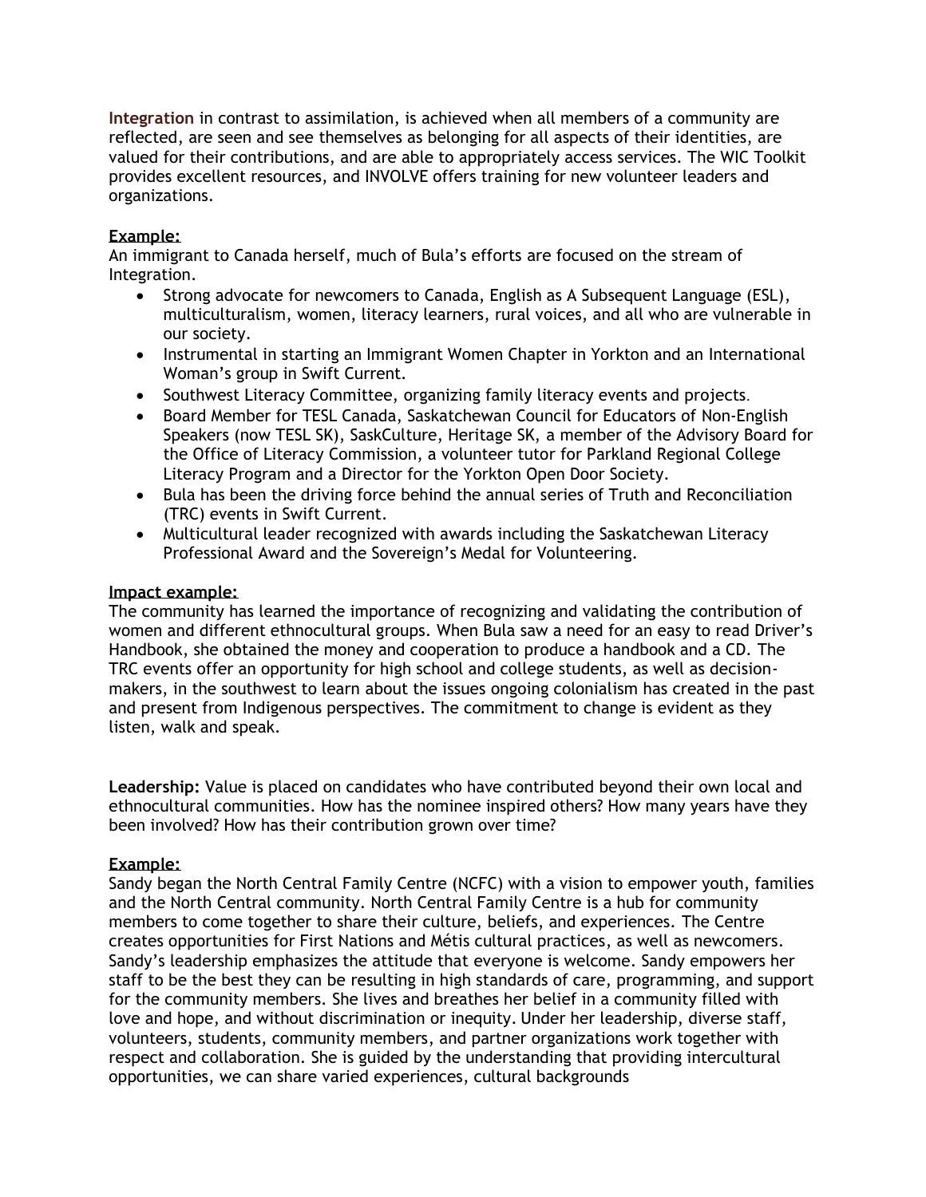**Integration** in contrast to assimilation, is achieved when all members of a community are reflected, are seen and see themselves as belonging for all aspects of their identities, are valued for their contributions, and are able to appropriately access services. The WIC Toolkit provides excellent resources, and INVOLVE offers training for new volunteer leaders and organizations.

**Example:**
An immigrant to Canada herself, much of Bula's efforts are focused on the stream of Integration.

- Strong advocate for newcomers to Canada, English as A Subsequent Language (ESL), multiculturalism, women, literacy learners, rural voices, and all who are vulnerable in our society.
- Instrumental in starting an Immigrant Women Chapter in Yorkton and an International Woman's group in Swift Current.
- Southwest Literacy Committee, organizing family literacy events and projects.
- Board Member for TESL Canada, Saskatchewan Council for Educators of Non-English Speakers (now TESL SK), SaskCulture, Heritage SK, a member of the Advisory Board for the Office of Literacy Commission, a volunteer tutor for Parkland Regional College Literacy Program and a Director for the Yorkton Open Door Society.
- Bula has been the driving force behind the annual series of Truth and Reconciliation (TRC) events in Swift Current.
- Multicultural leader recognized with awards including the Saskatchewan Literacy Professional Award and the Sovereign's Medal for Volunteering.

**Impact example:**
The community has learned the importance of recognizing and validating the contribution of women and different ethnocultural groups. When Bula saw a need for an easy to read Driver's Handbook, she obtained the money and cooperation to produce a handbook and a CD. The TRC events offer an opportunity for high school and college students, as well as decision-makers, in the southwest to learn about the issues ongoing colonialism has created in the past and present from Indigenous perspectives. The commitment to change is evident as they listen, walk and speak.

**Leadership:** Value is placed on candidates who have contributed beyond their own local and ethnocultural communities. How has the nominee inspired others? How many years have they been involved? How has their contribution grown over time?

**Example:**
Sandy began the North Central Family Centre (NCFC) with a vision to empower youth, families and the North Central community. North Central Family Centre is a hub for community members to come together to share their culture, beliefs, and experiences. The Centre creates opportunities for First Nations and Métis cultural practices, as well as newcomers. Sandy's leadership emphasizes the attitude that everyone is welcome. Sandy empowers her staff to be the best they can be resulting in high standards of care, programming, and support for the community members. She lives and breathes her belief in a community filled with love and hope, and without discrimination or inequity. Under her leadership, diverse staff, volunteers, students, community members, and partner organizations work together with respect and collaboration. She is guided by the understanding that providing intercultural opportunities, we can share varied experiences, cultural backgrounds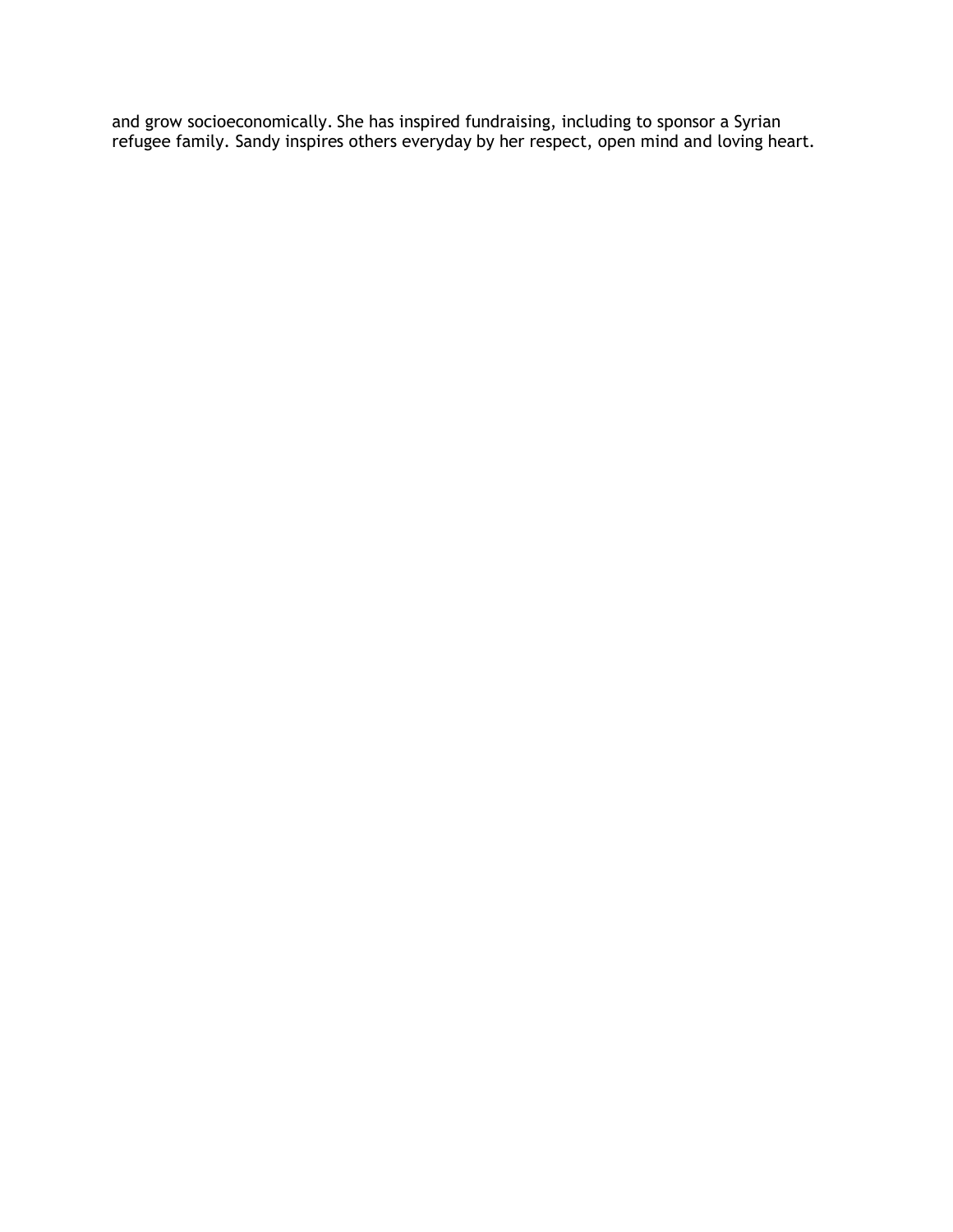and grow socioeconomically. She has inspired fundraising, including to sponsor a Syrian refugee family. Sandy inspires others everyday by her respect, open mind and loving heart.